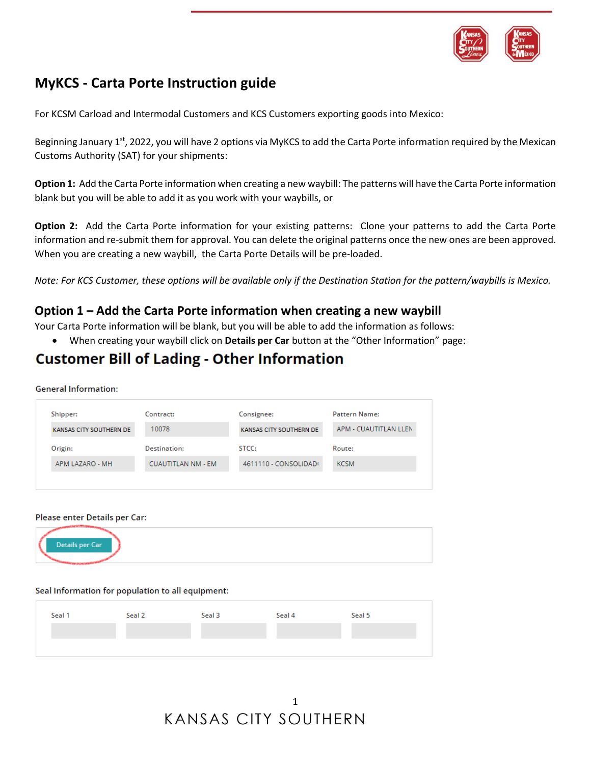# MyKCS - Carta Porte Instruction guide

For KCSM Carload and Intermodal Customers and KCS Customers exporting goods into Mexico:

Beginning January 1st, 2022, you will have 2 options via MyKCS to add the Carta Porte information required by the Mexican Customs Authority (SAT) for your shipments:

**Option 1:** Add the Carta Porte information when creating a new waybill: The patterns will have the Carta Porte information blank but you will be able to add it as you work with your waybills, or

**Option 2:** Add the Carta Porte information for your existing patterns: Clone your patterns to add the Carta Porte information and re-submit them for approval. You can delete the original patterns once the new ones are been approved. When you are creating a new waybill, the Carta Porte Details will be pre-loaded.

*Note: For KCS Customer, these options will be available only if the Destination Station for the pattern/waybills is Mexico.*

## Option 1 – Add the Carta Porte information when creating a new waybill

Your Carta Porte information will be blank, but you will be able to add the information as follows:

- When creating your waybill click on **Details per Car** button at the "Other Information" page:

# Customer Bill of Lading - Other Information

General Information:

| Shipper: | Contract: | Consignee: | Pattern Name: |
|---|---|---|---|
| KANSAS CITY SOUTHERN DE | 10078 | KANSAS CITY SOUTHERN DE | APM - CUAUTITLAN LLEN |
| **Origin:** | **Destination:** | **STCC:** | **Route:** |
| APM LAZARO - MH | CUAUTITLAN NM - EM | 4611110 - CONSOLIDADO | KCSM |

Please enter Details per Car:

Details per Car

Seal Information for population to all equipment:

| Seal 1 | Seal 2 | Seal 3 | Seal 4 | Seal 5 |
|---|---|---|---|---|
| | | | | |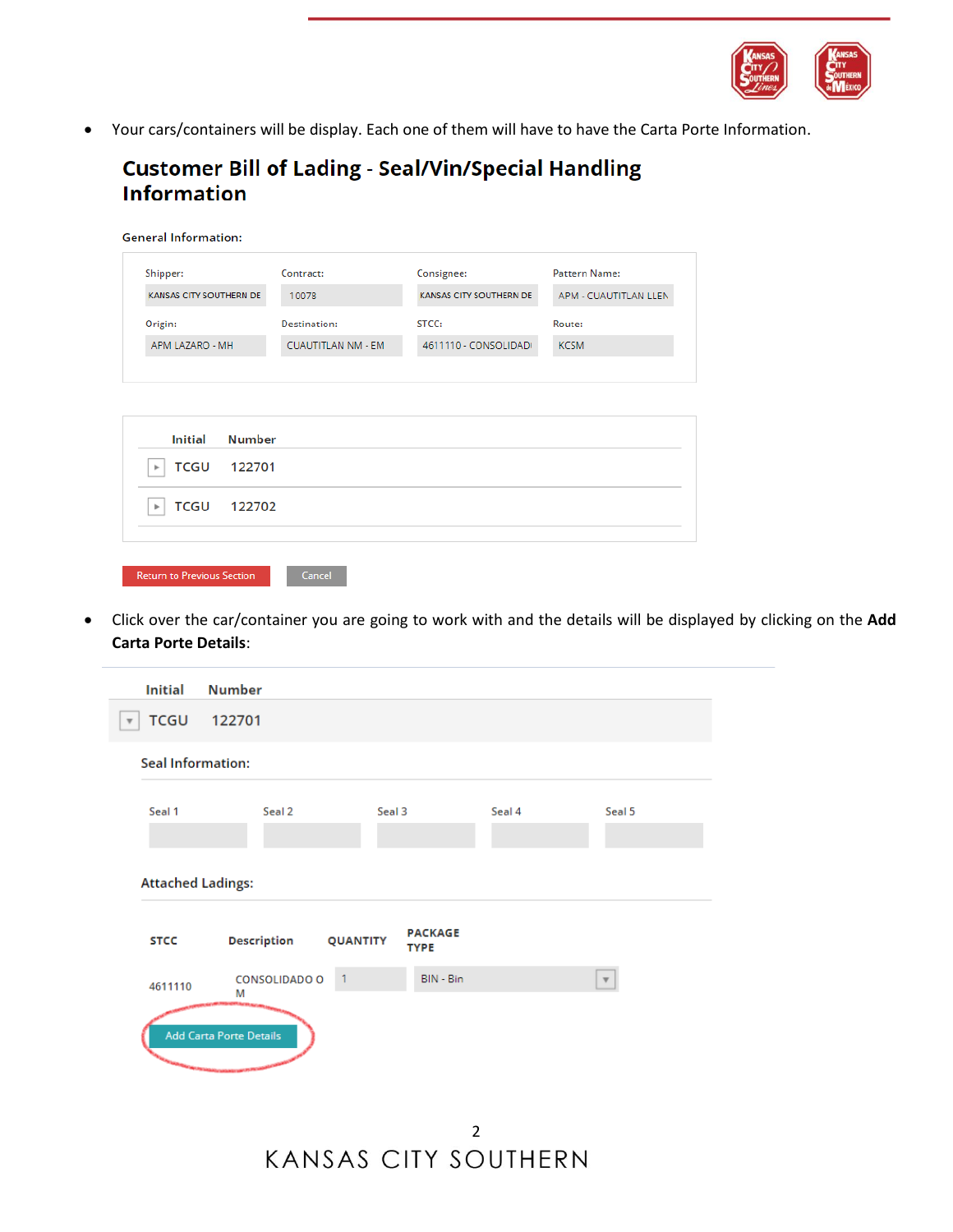- Your cars/containers will be display. Each one of them will have to have the Carta Porte Information.

## Customer Bill of Lading - Seal/Vin/Special Handling Information

General Information:

| Shipper: | Contract: | Consignee: | Pattern Name: |
|---|---|---|---|
| KANSAS CITY SOUTHERN DE | 10078 | KANSAS CITY SOUTHERN DE | APM - CUAUTITLAN LLEN |
| **Origin:** | **Destination:** | **STCC:** | **Route:** |
| APM LAZARO - MH | CUAUTITLAN NM - EM | 4611110 - CONSOLIDADO | KCSM |

| Initial | Number |
|---|---|
| TCGU | 122701 |
| TCGU | 122702 |

Return to Previous Section | Cancel

- Click over the car/container you are going to work with and the details will be displayed by clicking on the **Add Carta Porte Details**:

| Initial | Number |
|---|---|
| TCGU | 122701 |

Seal Information:

| Seal 1 | Seal 2 | Seal 3 | Seal 4 | Seal 5 |
|---|---|---|---|---|
| | | | | |

Attached Ladings:

| STCC | Description | QUANTITY | PACKAGE TYPE |
|---|---|---|---|
| 4611110 | CONSOLIDADO O M | 1 | BIN - Bin |

Add Carta Porte Details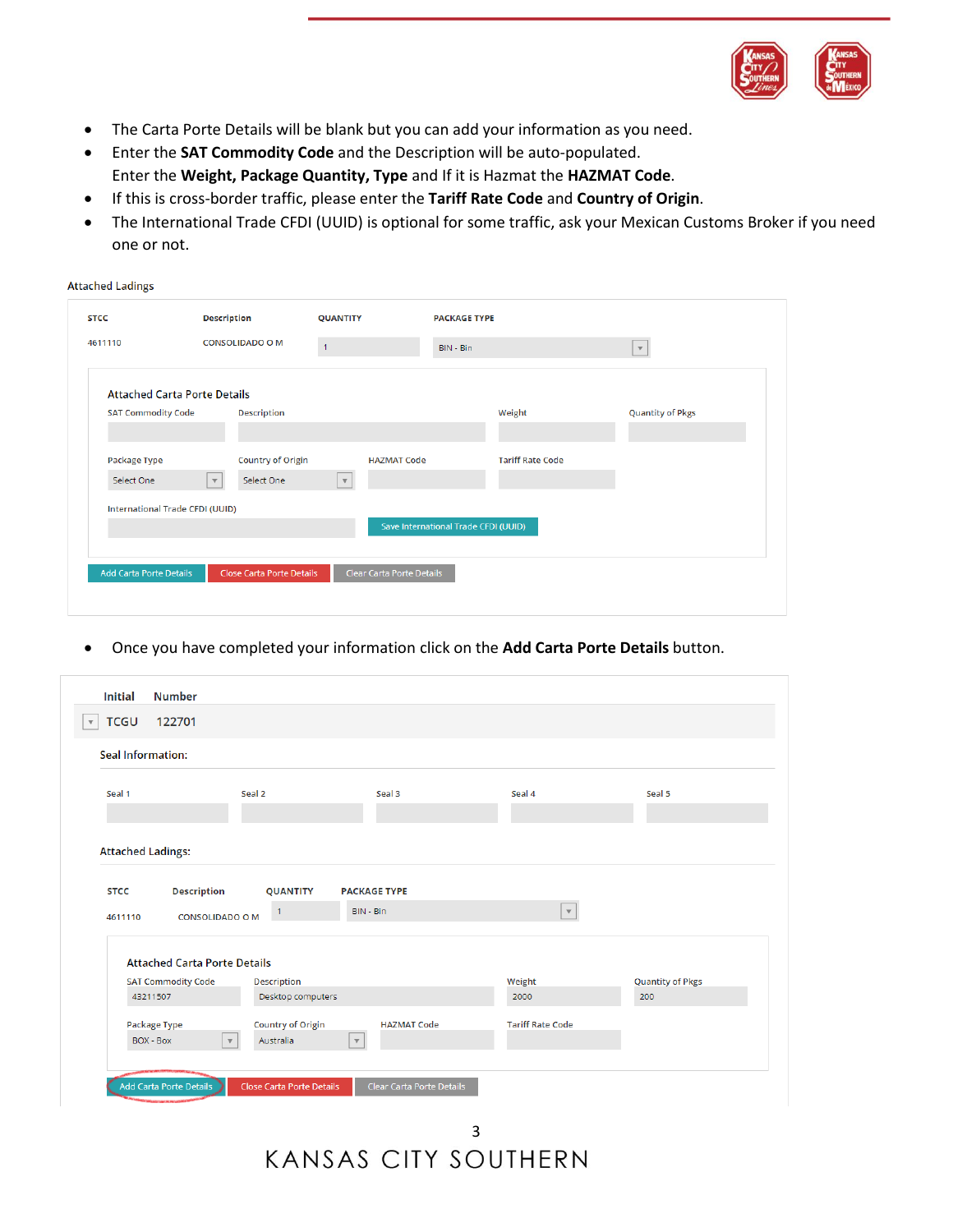- The Carta Porte Details will be blank but you can add your information as you need.
- Enter the **SAT Commodity Code** and the Description will be auto-populated.
  Enter the **Weight, Package Quantity, Type** and If it is Hazmat the **HAZMAT Code**.
- If this is cross-border traffic, please enter the **Tariff Rate Code** and **Country of Origin**.
- The International Trade CFDI (UUID) is optional for some traffic, ask your Mexican Customs Broker if you need one or not.

Attached Ladings

| STCC | Description | QUANTITY | PACKAGE TYPE |
|---|---|---|---|
| 4611110 | CONSOLIDADO O M | 1 | BIN - Bin |

Attached Carta Porte Details

| SAT Commodity Code | Description | Weight | Quantity of Pkgs |
|---|---|---|---|
| | | | |

| Package Type | Country of Origin | HAZMAT Code | Tariff Rate Code |
|---|---|---|---|
| Select One | Select One | | |

International Trade CFDI (UUID)

Save International Trade CFDI (UUID)

Add Carta Porte Details | Close Carta Porte Details | Clear Carta Porte Details

- Once you have completed your information click on the **Add Carta Porte Details** button.

| Initial | Number |
|---|---|
| TCGU | 122701 |

Seal Information:

| Seal 1 | Seal 2 | Seal 3 | Seal 4 | Seal 5 |
|---|---|---|---|---|
| | | | | |

Attached Ladings:

| STCC | Description | QUANTITY | PACKAGE TYPE |
|---|---|---|---|
| 4611110 | CONSOLIDADO O M | 1 | BIN - Bin |

Attached Carta Porte Details

| SAT Commodity Code | Description | Weight | Quantity of Pkgs |
|---|---|---|---|
| 43211507 | Desktop computers | 2000 | 200 |

| Package Type | Country of Origin | HAZMAT Code | Tariff Rate Code |
|---|---|---|---|
| BOX - Box | Australia | | |

Add Carta Porte Details | Close Carta Porte Details | Clear Carta Porte Details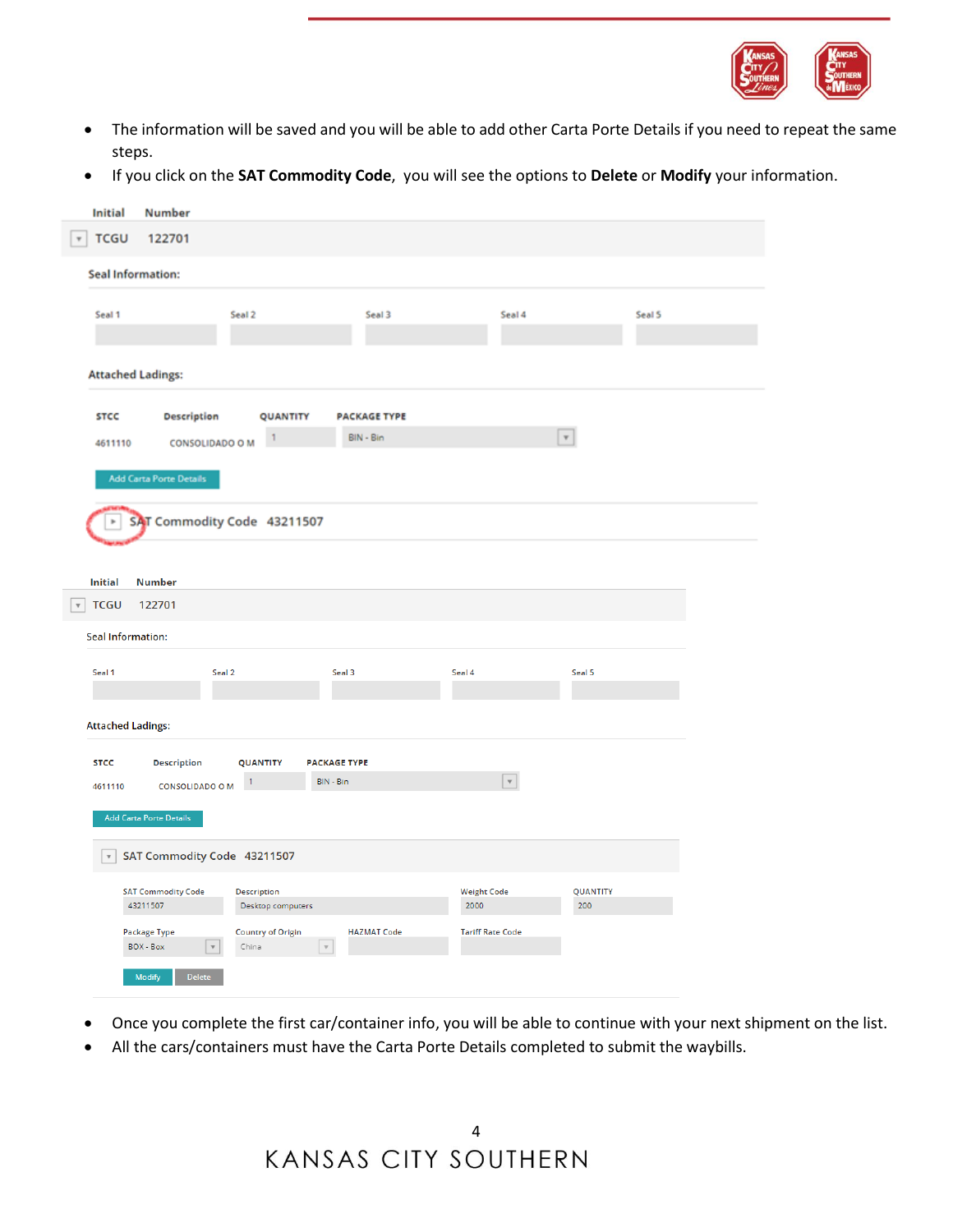- The information will be saved and you will be able to add other Carta Porte Details if you need to repeat the same steps.
- If you click on the **SAT Commodity Code**, you will see the options to **Delete** or **Modify** your information.

Initial Number

TCGU 122701

Seal Information:

Seal 1 Seal 2 Seal 3 Seal 4 Seal 5

Attached Ladings:

| STCC | Description | QUANTITY | PACKAGE TYPE |
|---|---|---|---|
| 4611110 | CONSOLIDADO O M | 1 | BIN - Bin |

Add Carta Porte Details

SAT Commodity Code 43211507

Initial Number

TCGU 122701

Seal Information:

Seal 1 Seal 2 Seal 3 Seal 4 Seal 5

Attached Ladings:

| STCC | Description | QUANTITY | PACKAGE TYPE |
|---|---|---|---|
| 4611110 | CONSOLIDADO O M | 1 | BIN - Bin |

Add Carta Porte Details

SAT Commodity Code 43211507

| SAT Commodity Code | Description | Weight Code | QUANTITY |
|---|---|---|---|
| 43211507 | Desktop computers | 2000 | 200 |

| Package Type | Country of Origin | HAZMAT Code | Tariff Rate Code |
|---|---|---|---|
| BOX - Box | China | | |

Modify Delete

- Once you complete the first car/container info, you will be able to continue with your next shipment on the list.
- All the cars/containers must have the Carta Porte Details completed to submit the waybills.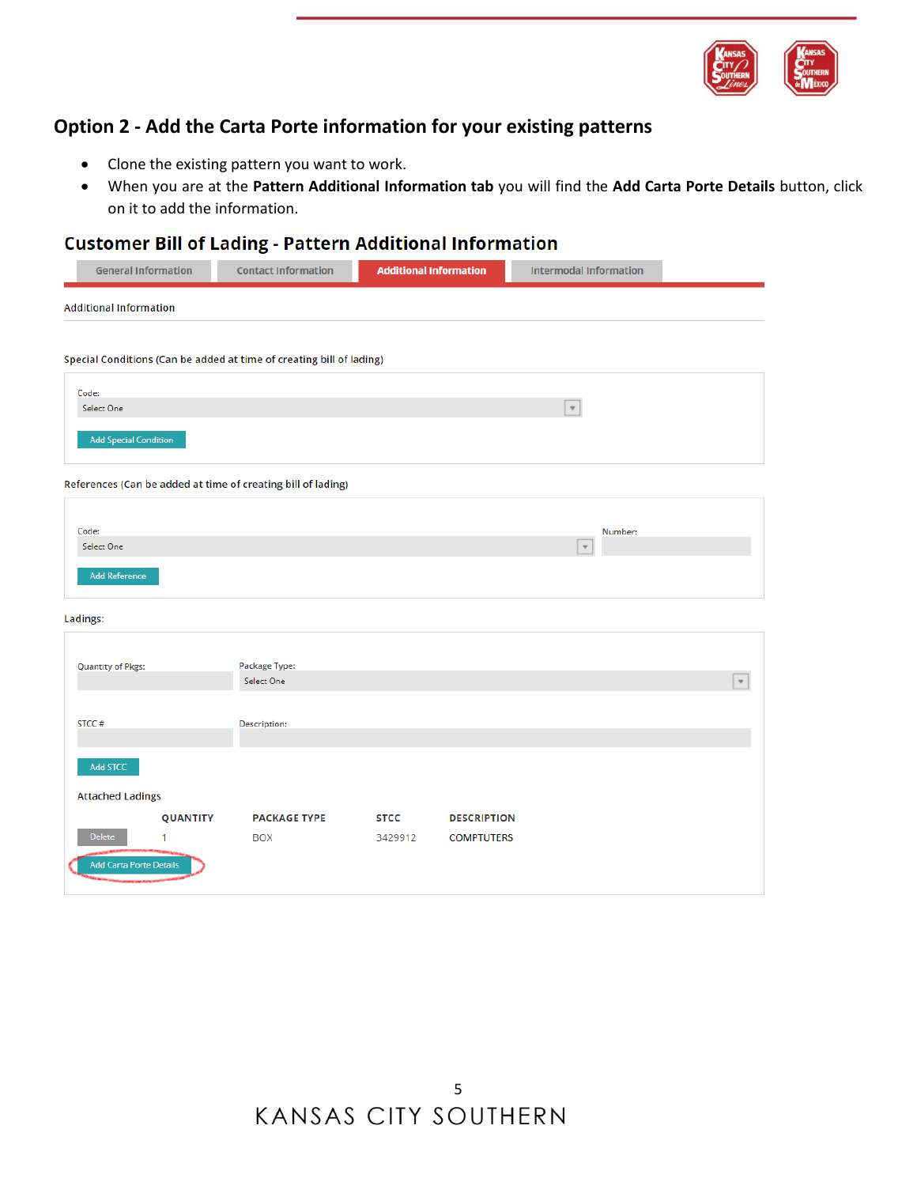## Option 2 - Add the Carta Porte information for your existing patterns

- Clone the existing pattern you want to work.
- When you are at the **Pattern Additional Information tab** you will find the **Add Carta Porte Details** button, click on it to add the information.

### Customer Bill of Lading - Pattern Additional Information

General Information | Contact Information | **Additional Information** | Intermodal Information

Additional Information

Special Conditions (Can be added at time of creating bill of lading)

Code:
Select One

Add Special Condition

References (Can be added at time of creating bill of lading)

Code:
Select One

Number:

Add Reference

Ladings:

Quantity of Pkgs:

Package Type:
Select One

STCC #

Description:

Add STCC

Attached Ladings

| | QUANTITY | PACKAGE TYPE | STCC | DESCRIPTION |
|---|---|---|---|---|
| Delete | 1 | BOX | 3429912 | COMPTUTERS |

Add Carta Porte Details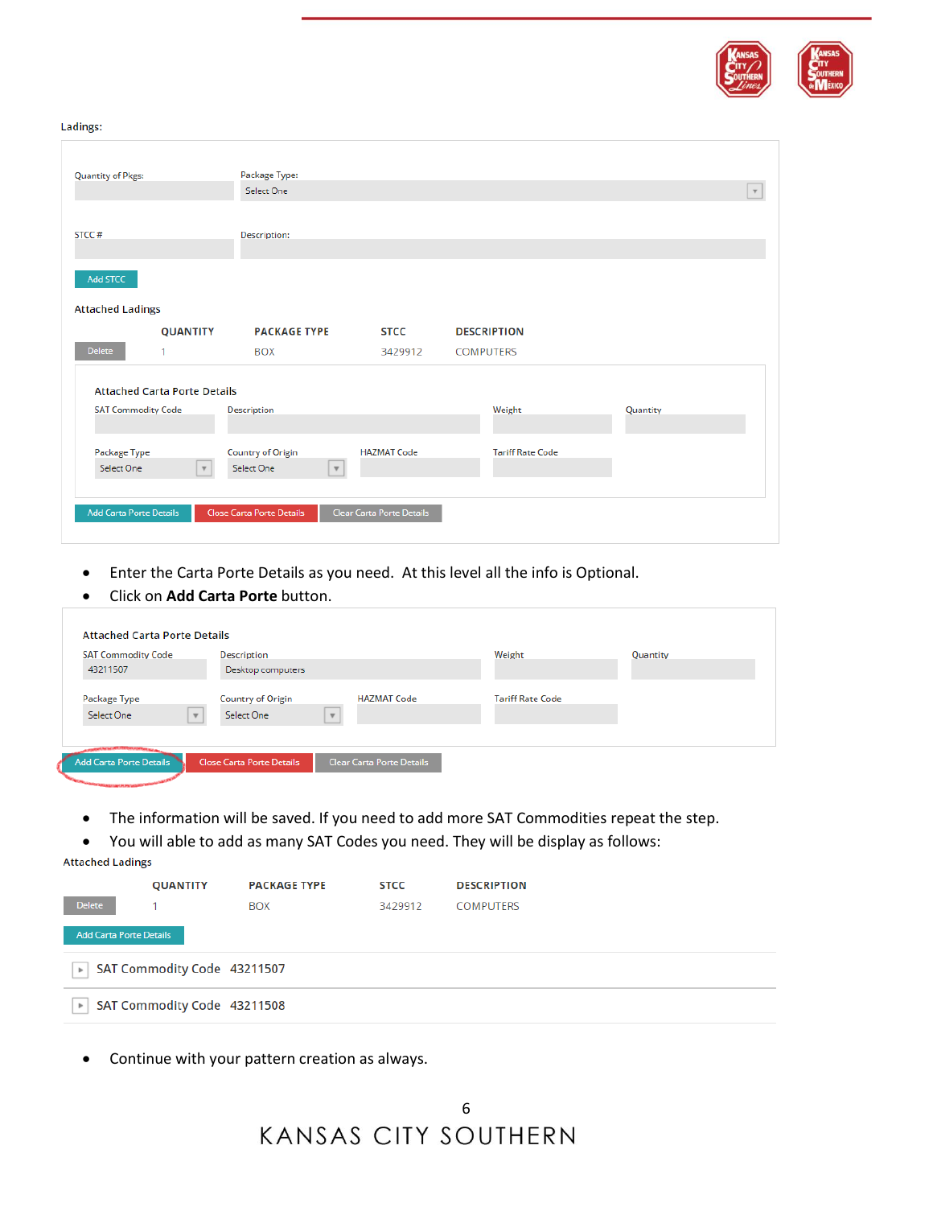Ladings:

Quantity of Pkgs:

Package Type: Select One

STCC #

Description:

Add STCC

Attached Ladings

| | QUANTITY | PACKAGE TYPE | STCC | DESCRIPTION |
|---|---|---|---|---|
| Delete | 1 | BOX | 3429912 | COMPUTERS |

Attached Carta Porte Details

SAT Commodity Code | Description | Weight | Quantity

Package Type: Select One | Country of Origin: Select One | HAZMAT Code | Tariff Rate Code

Add Carta Porte Details | Close Carta Porte Details | Clear Carta Porte Details

- Enter the Carta Porte Details as you need. At this level all the info is Optional.
- Click on **Add Carta Porte** button.

Attached Carta Porte Details

SAT Commodity Code: 43211507 | Description: Desktop computers | Weight | Quantity

Package Type: Select One | Country of Origin: Select One | HAZMAT Code | Tariff Rate Code

Add Carta Porte Details | Close Carta Porte Details | Clear Carta Porte Details

- The information will be saved. If you need to add more SAT Commodities repeat the step.
- You will able to add as many SAT Codes you need. They will be display as follows:

Attached Ladings

| | QUANTITY | PACKAGE TYPE | STCC | DESCRIPTION |
|---|---|---|---|---|
| Delete | 1 | BOX | 3429912 | COMPUTERS |

Add Carta Porte Details

SAT Commodity Code 43211507

SAT Commodity Code 43211508

- Continue with your pattern creation as always.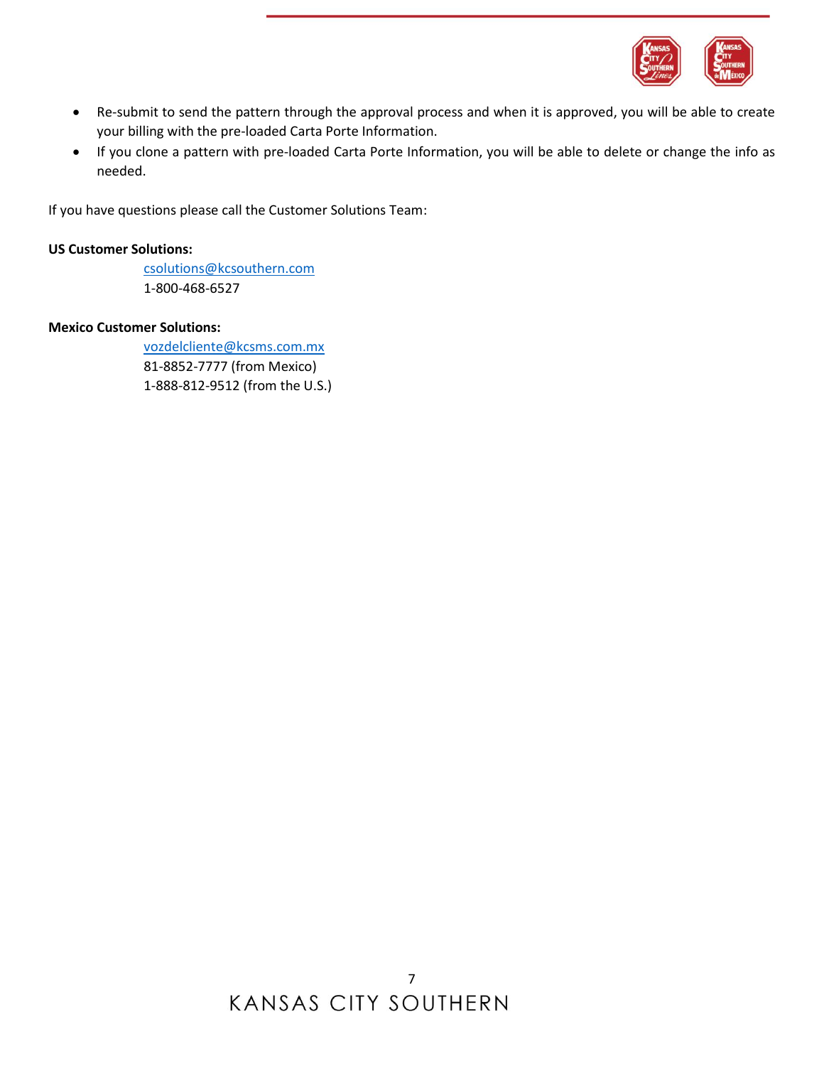- Re-submit to send the pattern through the approval process and when it is approved, you will be able to create your billing with the pre-loaded Carta Porte Information.
- If you clone a pattern with pre-loaded Carta Porte Information, you will be able to delete or change the info as needed.

If you have questions please call the Customer Solutions Team:

**US Customer Solutions:**

csolutions@kcsouthern.com
1-800-468-6527

**Mexico Customer Solutions:**

vozdelcliente@kcsms.com.mx
81-8852-7777 (from Mexico)
1-888-812-9512 (from the U.S.)